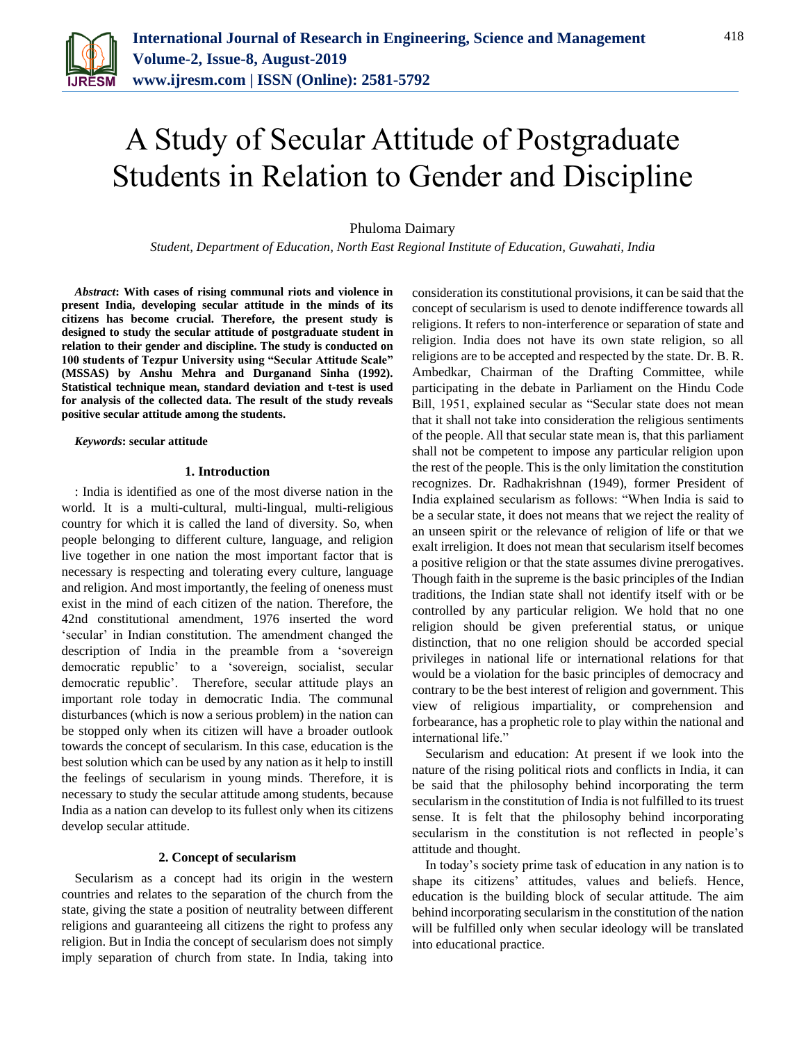# A Study of Secular Attitude of Postgraduate Students in Relation to Gender and Discipline

Phuloma Daimary

*Student, Department of Education, North East Regional Institute of Education, Guwahati, India*

***Abstract*: With cases of rising communal riots and violence in present India, developing secular attitude in the minds of its citizens has become crucial. Therefore, the present study is designed to study the secular attitude of postgraduate student in relation to their gender and discipline. The study is conducted on 100 students of Tezpur University using "Secular Attitude Scale" (MSSAS) by Anshu Mehra and Durganand Sinha (1992). Statistical technique mean, standard deviation and t-test is used for analysis of the collected data. The result of the study reveals positive secular attitude among the students.**

***Keywords*: secular attitude**

## 1. Introduction

: India is identified as one of the most diverse nation in the world. It is a multi-cultural, multi-lingual, multi-religious country for which it is called the land of diversity. So, when people belonging to different culture, language, and religion live together in one nation the most important factor that is necessary is respecting and tolerating every culture, language and religion. And most importantly, the feeling of oneness must exist in the mind of each citizen of the nation. Therefore, the 42nd constitutional amendment, 1976 inserted the word 'secular' in Indian constitution. The amendment changed the description of India in the preamble from a 'sovereign democratic republic' to a 'sovereign, socialist, secular democratic republic'. Therefore, secular attitude plays an important role today in democratic India. The communal disturbances (which is now a serious problem) in the nation can be stopped only when its citizen will have a broader outlook towards the concept of secularism. In this case, education is the best solution which can be used by any nation as it help to instill the feelings of secularism in young minds. Therefore, it is necessary to study the secular attitude among students, because India as a nation can develop to its fullest only when its citizens develop secular attitude.

## 2. Concept of secularism

Secularism as a concept had its origin in the western countries and relates to the separation of the church from the state, giving the state a position of neutrality between different religions and guaranteeing all citizens the right to profess any religion. But in India the concept of secularism does not simply imply separation of church from state. In India, taking into consideration its constitutional provisions, it can be said that the concept of secularism is used to denote indifference towards all religions. It refers to non-interference or separation of state and religion. India does not have its own state religion, so all religions are to be accepted and respected by the state. Dr. B. R. Ambedkar, Chairman of the Drafting Committee, while participating in the debate in Parliament on the Hindu Code Bill, 1951, explained secular as "Secular state does not mean that it shall not take into consideration the religious sentiments of the people. All that secular state mean is, that this parliament shall not be competent to impose any particular religion upon the rest of the people. This is the only limitation the constitution recognizes. Dr. Radhakrishnan (1949), former President of India explained secularism as follows: "When India is said to be a secular state, it does not means that we reject the reality of an unseen spirit or the relevance of religion of life or that we exalt irreligion. It does not mean that secularism itself becomes a positive religion or that the state assumes divine prerogatives. Though faith in the supreme is the basic principles of the Indian traditions, the Indian state shall not identify itself with or be controlled by any particular religion. We hold that no one religion should be given preferential status, or unique distinction, that no one religion should be accorded special privileges in national life or international relations for that would be a violation for the basic principles of democracy and contrary to be the best interest of religion and government. This view of religious impartiality, or comprehension and forbearance, has a prophetic role to play within the national and international life."

Secularism and education: At present if we look into the nature of the rising political riots and conflicts in India, it can be said that the philosophy behind incorporating the term secularism in the constitution of India is not fulfilled to its truest sense. It is felt that the philosophy behind incorporating secularism in the constitution is not reflected in people's attitude and thought.

In today's society prime task of education in any nation is to shape its citizens' attitudes, values and beliefs. Hence, education is the building block of secular attitude. The aim behind incorporating secularism in the constitution of the nation will be fulfilled only when secular ideology will be translated into educational practice.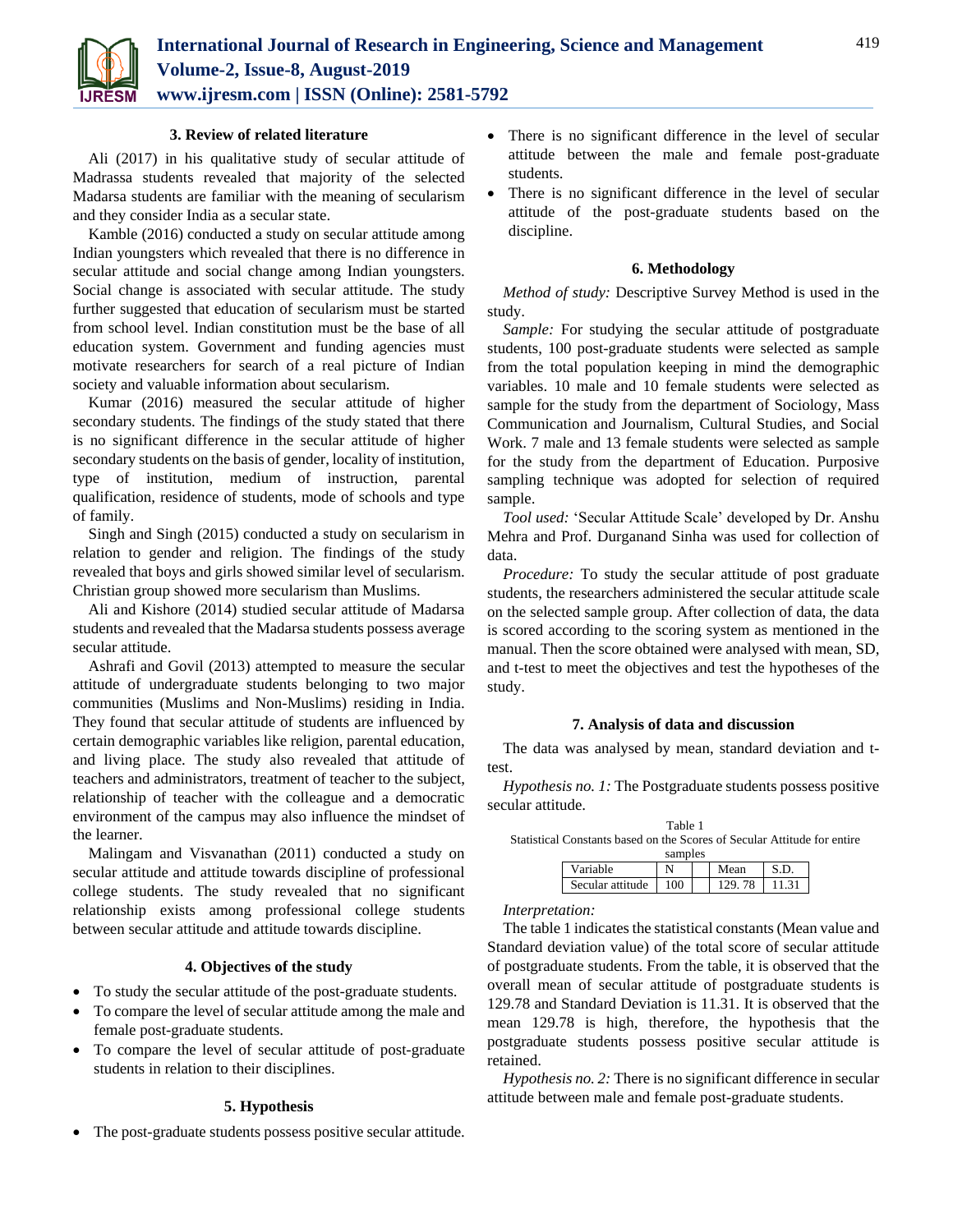### 3. Review of related literature

Ali (2017) in his qualitative study of secular attitude of Madrassa students revealed that majority of the selected Madarsa students are familiar with the meaning of secularism and they consider India as a secular state.

Kamble (2016) conducted a study on secular attitude among Indian youngsters which revealed that there is no difference in secular attitude and social change among Indian youngsters. Social change is associated with secular attitude. The study further suggested that education of secularism must be started from school level. Indian constitution must be the base of all education system. Government and funding agencies must motivate researchers for search of a real picture of Indian society and valuable information about secularism.

Kumar (2016) measured the secular attitude of higher secondary students. The findings of the study stated that there is no significant difference in the secular attitude of higher secondary students on the basis of gender, locality of institution, type of institution, medium of instruction, parental qualification, residence of students, mode of schools and type of family.

Singh and Singh (2015) conducted a study on secularism in relation to gender and religion. The findings of the study revealed that boys and girls showed similar level of secularism. Christian group showed more secularism than Muslims.

Ali and Kishore (2014) studied secular attitude of Madarsa students and revealed that the Madarsa students possess average secular attitude.

Ashrafi and Govil (2013) attempted to measure the secular attitude of undergraduate students belonging to two major communities (Muslims and Non-Muslims) residing in India. They found that secular attitude of students are influenced by certain demographic variables like religion, parental education, and living place. The study also revealed that attitude of teachers and administrators, treatment of teacher to the subject, relationship of teacher with the colleague and a democratic environment of the campus may also influence the mindset of the learner.

Malingam and Visvanathan (2011) conducted a study on secular attitude and attitude towards discipline of professional college students. The study revealed that no significant relationship exists among professional college students between secular attitude and attitude towards discipline.

### 4. Objectives of the study

- To study the secular attitude of the post-graduate students.
- To compare the level of secular attitude among the male and female post-graduate students.
- To compare the level of secular attitude of post-graduate students in relation to their disciplines.

### 5. Hypothesis

- The post-graduate students possess positive secular attitude.
- There is no significant difference in the level of secular attitude between the male and female post-graduate students.
- There is no significant difference in the level of secular attitude of the post-graduate students based on the discipline.

### 6. Methodology

*Method of study:* Descriptive Survey Method is used in the study.

*Sample:* For studying the secular attitude of postgraduate students, 100 post-graduate students were selected as sample from the total population keeping in mind the demographic variables. 10 male and 10 female students were selected as sample for the study from the department of Sociology, Mass Communication and Journalism, Cultural Studies, and Social Work. 7 male and 13 female students were selected as sample for the study from the department of Education. Purposive sampling technique was adopted for selection of required sample.

*Tool used:* 'Secular Attitude Scale' developed by Dr. Anshu Mehra and Prof. Durganand Sinha was used for collection of data.

*Procedure:* To study the secular attitude of post graduate students, the researchers administered the secular attitude scale on the selected sample group. After collection of data, the data is scored according to the scoring system as mentioned in the manual. Then the score obtained were analysed with mean, SD, and t-test to meet the objectives and test the hypotheses of the study.

### 7. Analysis of data and discussion

The data was analysed by mean, standard deviation and t-test.

*Hypothesis no. 1:* The Postgraduate students possess positive secular attitude.

Table 1
Statistical Constants based on the Scores of Secular Attitude for entire samples

| Variable | N | | Mean | S.D. |
|---|---|---|---|---|
| Secular attitude | 100 | | 129. 78 | 11.31 |

*Interpretation:*

The table 1 indicates the statistical constants (Mean value and Standard deviation value) of the total score of secular attitude of postgraduate students. From the table, it is observed that the overall mean of secular attitude of postgraduate students is 129.78 and Standard Deviation is 11.31. It is observed that the mean 129.78 is high, therefore, the hypothesis that the postgraduate students possess positive secular attitude is retained.

*Hypothesis no. 2:* There is no significant difference in secular attitude between male and female post-graduate students.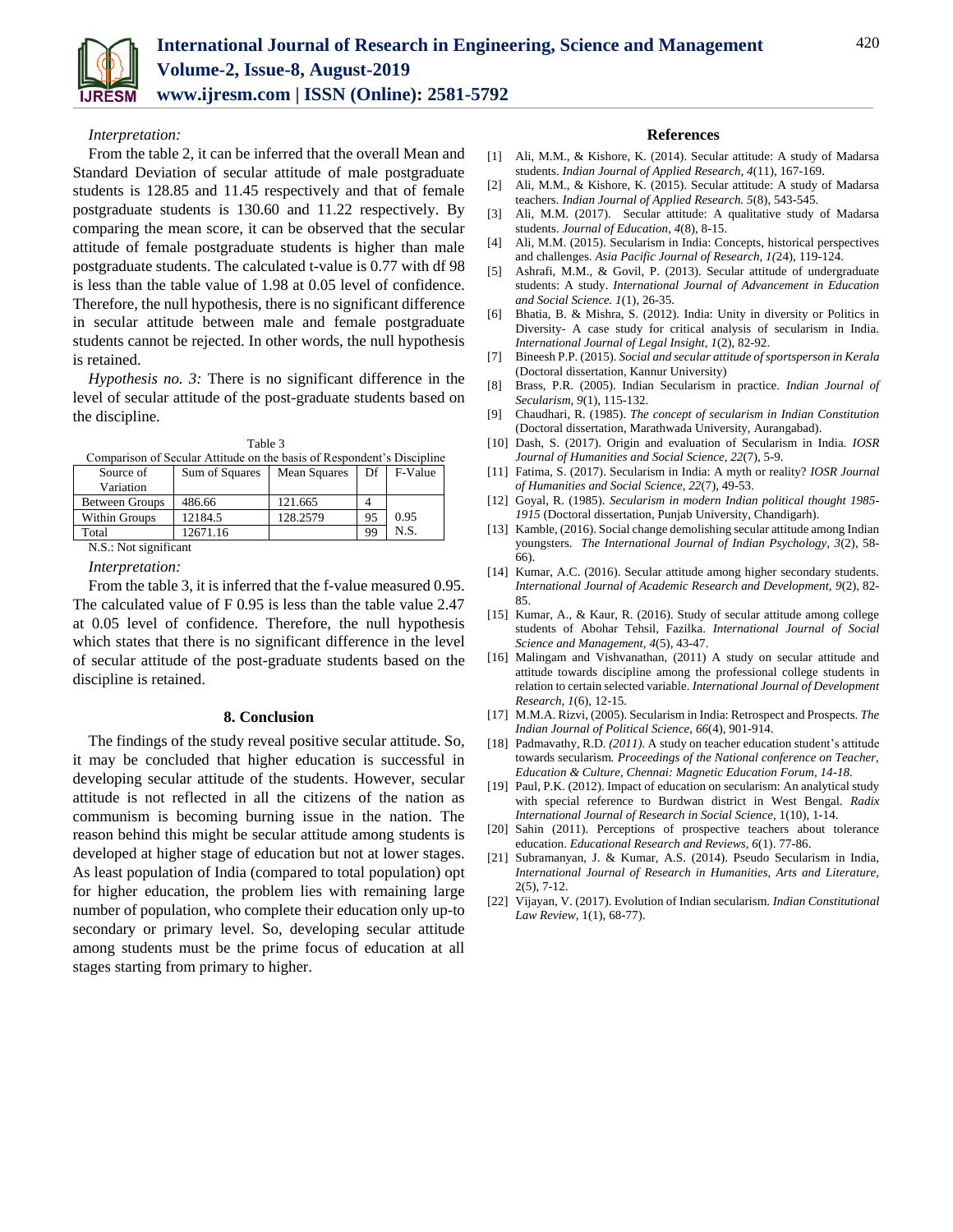*Interpretation:*

From the table 2, it can be inferred that the overall Mean and Standard Deviation of secular attitude of male postgraduate students is 128.85 and 11.45 respectively and that of female postgraduate students is 130.60 and 11.22 respectively. By comparing the mean score, it can be observed that the secular attitude of female postgraduate students is higher than male postgraduate students. The calculated t-value is 0.77 with df 98 is less than the table value of 1.98 at 0.05 level of confidence. Therefore, the null hypothesis, there is no significant difference in secular attitude between male and female postgraduate students cannot be rejected. In other words, the null hypothesis is retained.

*Hypothesis no. 3:* There is no significant difference in the level of secular attitude of the post-graduate students based on the discipline.

Table 3
Comparison of Secular Attitude on the basis of Respondent's Discipline

| Source of Variation | Sum of Squares | Mean Squares | Df | F-Value |
|---|---|---|---|---|
| Between Groups | 486.66 | 121.665 | 4 | |
| Within Groups | 12184.5 | 128.2579 | 95 | 0.95 |
| Total | 12671.16 | | 99 | N.S. |

N.S.: Not significant

*Interpretation:*

From the table 3, it is inferred that the f-value measured 0.95. The calculated value of F 0.95 is less than the table value 2.47 at 0.05 level of confidence. Therefore, the null hypothesis which states that there is no significant difference in the level of secular attitude of the post-graduate students based on the discipline is retained.

## 8. Conclusion

The findings of the study reveal positive secular attitude. So, it may be concluded that higher education is successful in developing secular attitude of the students. However, secular attitude is not reflected in all the citizens of the nation as communism is becoming burning issue in the nation. The reason behind this might be secular attitude among students is developed at higher stage of education but not at lower stages. As least population of India (compared to total population) opt for higher education, the problem lies with remaining large number of population, who complete their education only up-to secondary or primary level. So, developing secular attitude among students must be the prime focus of education at all stages starting from primary to higher.

## References

[1] Ali, M.M., & Kishore, K. (2014). Secular attitude: A study of Madarsa students. *Indian Journal of Applied Research, 4*(11), 167-169.

[2] Ali, M.M., & Kishore, K. (2015). Secular attitude: A study of Madarsa teachers. *Indian Journal of Applied Research. 5*(8), 543-545.

[3] Ali, M.M. (2017). Secular attitude: A qualitative study of Madarsa students. *Journal of Education, 4*(8), 8-15.

[4] Ali, M.M. (2015). Secularism in India: Concepts, historical perspectives and challenges. *Asia Pacific Journal of Research, 1(*24), 119-124.

[5] Ashrafi, M.M., & Govil, P. (2013). Secular attitude of undergraduate students: A study. *International Journal of Advancement in Education and Social Science. 1*(1), 26-35.

[6] Bhatia, B. & Mishra, S. (2012). India: Unity in diversity or Politics in Diversity- A case study for critical analysis of secularism in India. *International Journal of Legal Insight, 1*(2), 82-92.

[7] Bineesh P.P. (2015). *Social and secular attitude of sportsperson in Kerala* (Doctoral dissertation, Kannur University)

[8] Brass, P.R. (2005). Indian Secularism in practice. *Indian Journal of Secularism, 9*(1), 115-132.

[9] Chaudhari, R. (1985). *The concept of secularism in Indian Constitution* (Doctoral dissertation, Marathwada University, Aurangabad).

[10] Dash, S. (2017). Origin and evaluation of Secularism in India. *IOSR Journal of Humanities and Social Science, 22*(7), 5-9.

[11] Fatima, S. (2017). Secularism in India: A myth or reality? *IOSR Journal of Humanities and Social Science, 22*(7), 49-53.

[12] Goyal, R. (1985). *Secularism in modern Indian political thought 1985-1915* (Doctoral dissertation, Punjab University, Chandigarh).

[13] Kamble, (2016). Social change demolishing secular attitude among Indian youngsters. *The International Journal of Indian Psychology, 3*(2), 58-66).

[14] Kumar, A.C. (2016). Secular attitude among higher secondary students. *International Journal of Academic Research and Development, 9*(2), 82-85.

[15] Kumar, A., & Kaur, R. (2016). Study of secular attitude among college students of Abohar Tehsil, Fazilka. *International Journal of Social Science and Management, 4*(5), 43-47.

[16] Malingam and Vishvanathan, (2011) A study on secular attitude and attitude towards discipline among the professional college students in relation to certain selected variable. *International Journal of Development Research, 1*(6), 12-15.

[17] M.M.A. Rizvi, (2005). Secularism in India: Retrospect and Prospects. *The Indian Journal of Political Science, 66*(4), 901-914.

[18] Padmavathy, R.D. *(2011).* A study on teacher education student's attitude towards secularism. *Proceedings of the National conference on Teacher, Education & Culture, Chennai: Magnetic Education Forum, 14-18.*

[19] Paul, P.K. (2012). Impact of education on secularism: An analytical study with special reference to Burdwan district in West Bengal. *Radix International Journal of Research in Social Science*, 1(10), 1-14.

[20] Sahin (2011). Perceptions of prospective teachers about tolerance education. *Educational Research and Reviews, 6*(1). 77-86.

[21] Subramanyan, J. & Kumar, A.S. (2014). Pseudo Secularism in India, *International Journal of Research in Humanities, Arts and Literature,* 2(5), 7-12.

[22] Vijayan, V. (2017). Evolution of Indian secularism. *Indian Constitutional Law Review,* 1(1), 68-77).